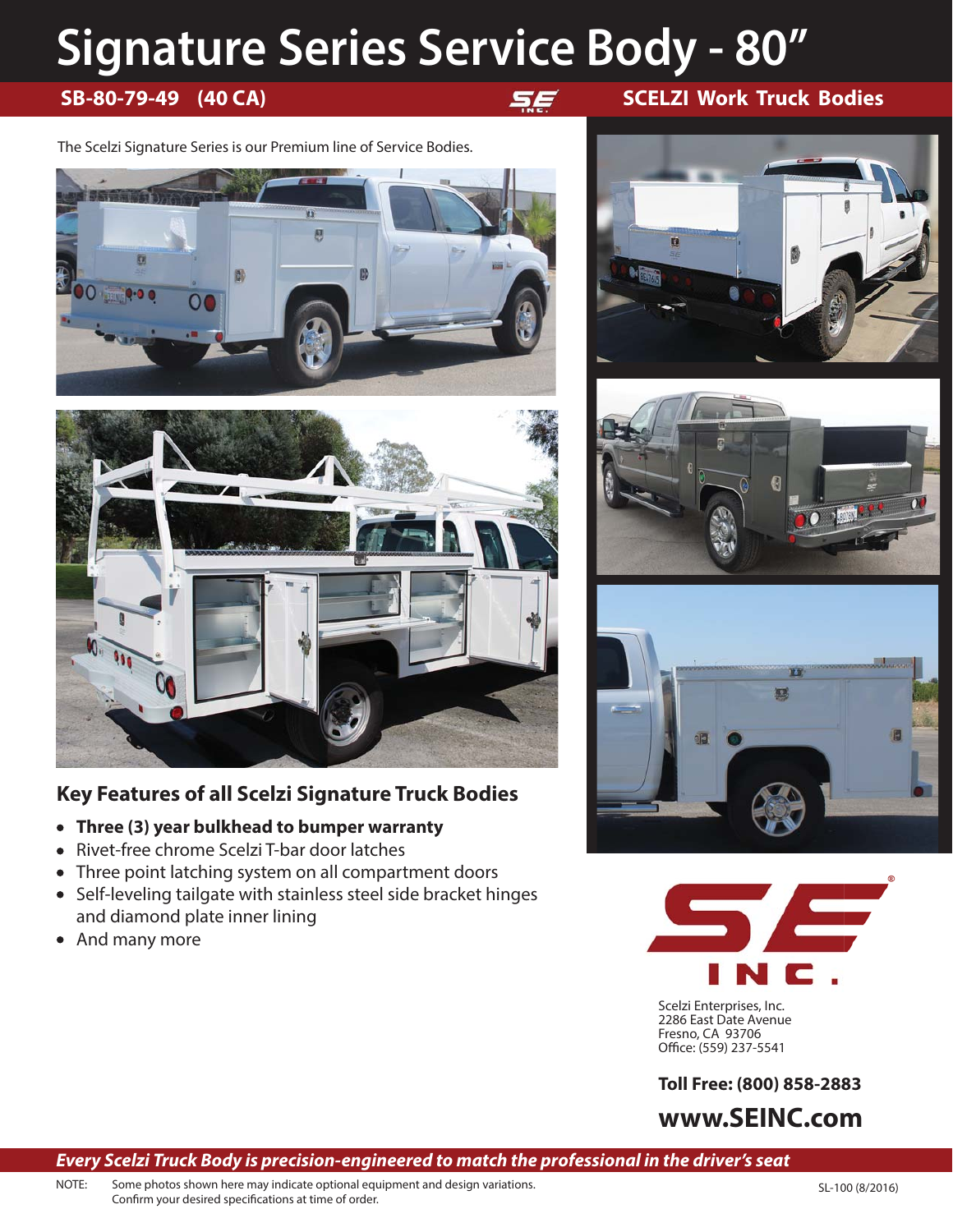# Signature Series Service Body - 80”

**SB-80-79-49 (40 CA)**

**SCELZI Work Truck Bodies**

The Scelzi Signature Series is our Premium line of Service Bodies.

## Key Features of all Scelzi Signature Truck Bodies

- **Three (3) year bulkhead to bumper warranty**
- Rivet-free chrome Scelzi T-bar door latches
- Three point latching system on all compartment doors
- Self-leveling tailgate with stainless steel side bracket hinges and diamond plate inner lining
- And many more

Scelzi Enterprises, Inc.
2286 East Date Avenue
Fresno, CA 93706
Office: (559) 237-5541

**Toll Free: (800) 858-2883**

**www.SEINC.com**

***Every Scelzi Truck Body is precision-engineered to match the professional in the driver’s seat***

NOTE: Some photos shown here may indicate optional equipment and design variations. Confirm your desired specifications at time of order.

SL-100 (8/2016)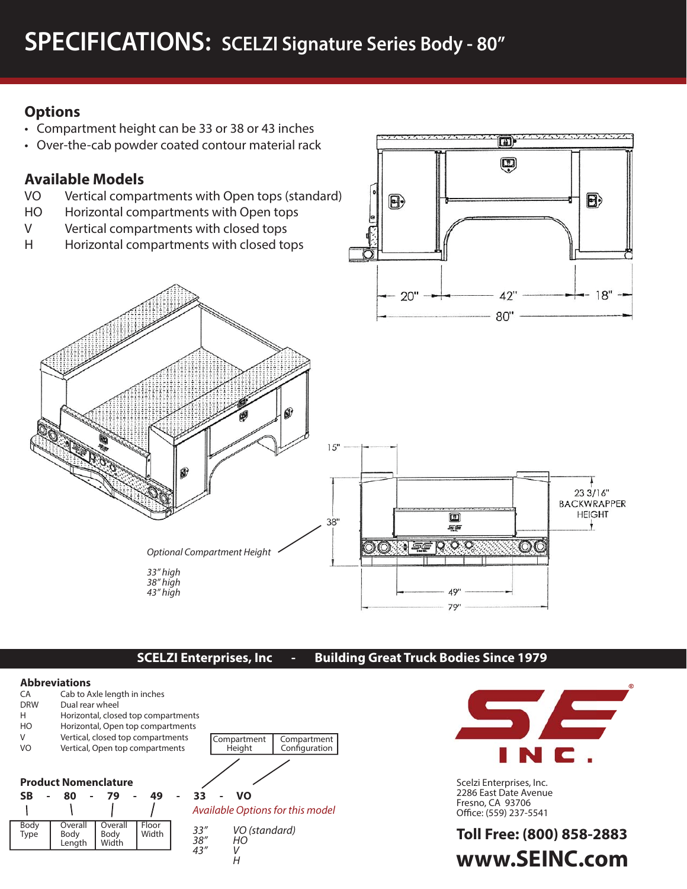# SPECIFICATIONS: SCELZI Signature Series Body - 80"

## Options

- Compartment height can be 33 or 38 or 43 inches
- Over-the-cab powder coated contour material rack

## Available Models

| | |
|---|---|
| VO | Vertical compartments with Open tops (standard) |
| HO | Horizontal compartments with Open tops |
| V | Vertical compartments with closed tops |
| H | Horizontal compartments with closed tops |

20"
42"
18"
80"

15"
38"
23 3/16" BACKWRAPPER HEIGHT
49"
79"

*Optional Compartment Height*

*33" high*
*38" high*
*43" high*

**SCELZI Enterprises, Inc - Building Great Truck Bodies Since 1979**

### Abbreviations

| | |
|---|---|
| CA | Cab to Axle length in inches |
| DRW | Dual rear wheel |
| H | Horizontal, closed top compartments |
| HO | Horizontal, Open top compartments |
| V | Vertical, closed top compartments |
| VO | Vertical, Open top compartments |

### Product Nomenclature

**SB - 80 - 79 - 49 - 33 - VO**

| SB | 80 | 79 | 49 | 33 | VO |
|---|---|---|---|---|---|
| Body Type | Overall Body Length | Overall Body Width | Floor Width | Compartment Height | Compartment Configuration |

*Available Options for this model*

| | |
|---|---|
| *33"* | *VO (standard)* |
| *38"* | *HO* |
| *43"* | *V* |
| | *H* |

SE INC.

Scelzi Enterprises, Inc.
2286 East Date Avenue
Fresno, CA 93706
Office: (559) 237-5541

**Toll Free: (800) 858-2883**

**www.SEINC.com**